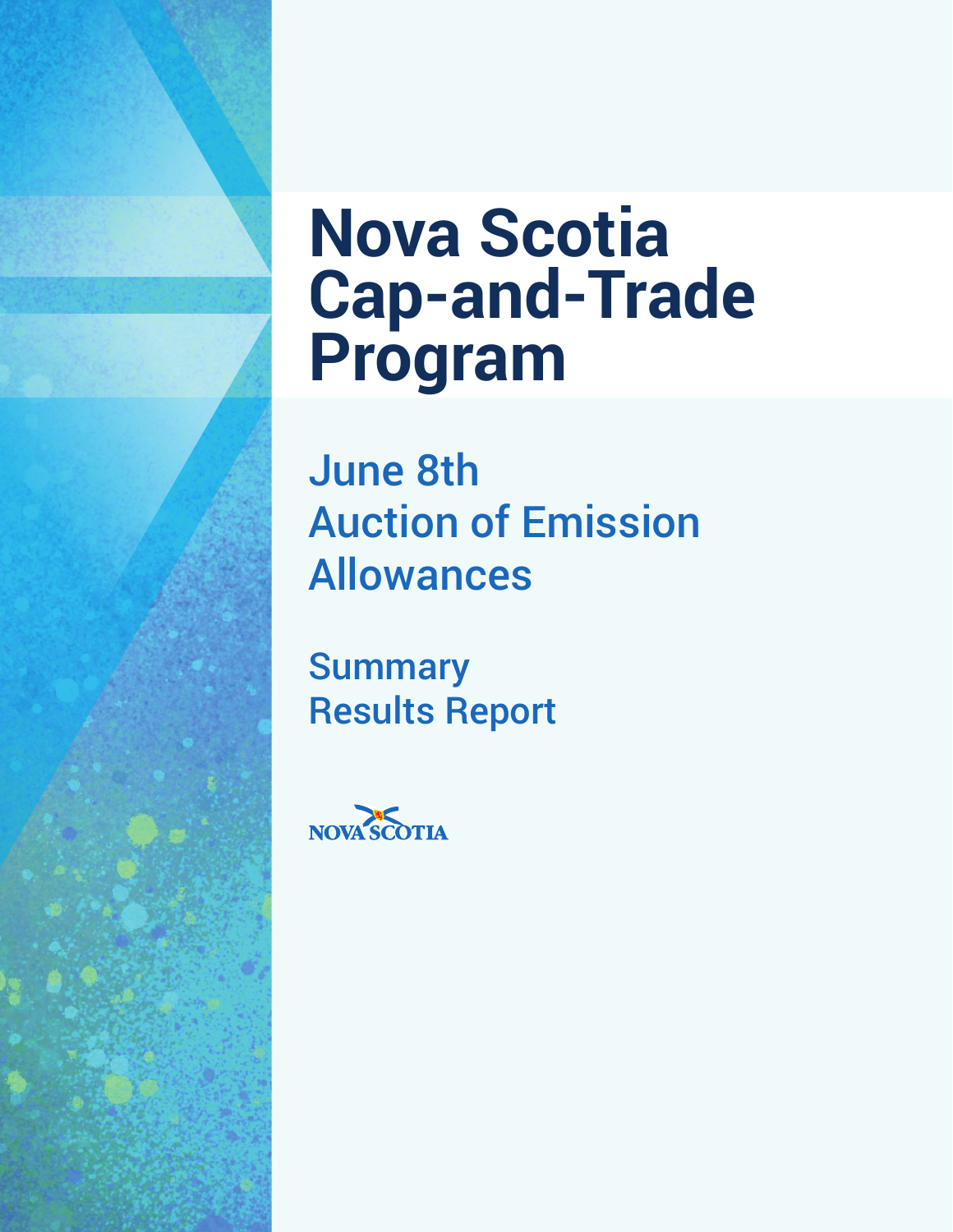# Nova Scotia Cap-and-Trade Program

## June 8th Auction of Emission Allowances

### Summary Results Report

NOVA SCOTIA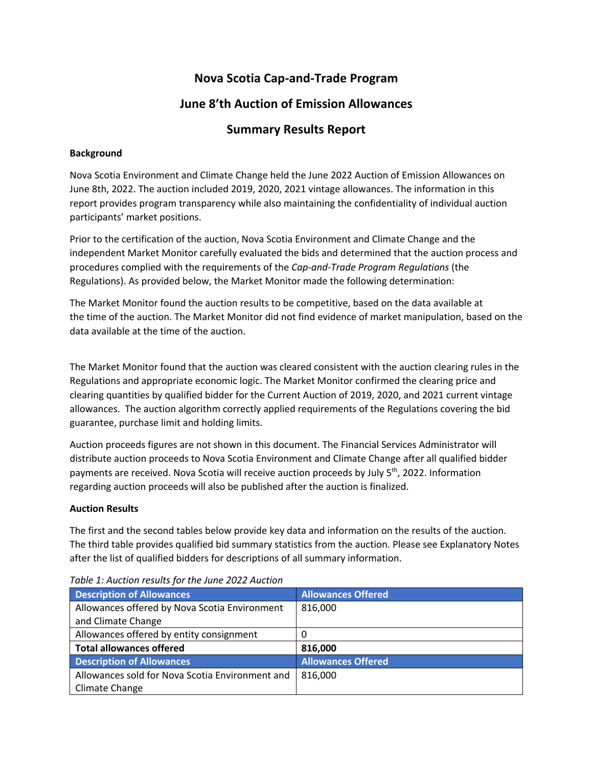# Nova Scotia Cap-and-Trade Program

## June 8'th Auction of Emission Allowances

## Summary Results Report

**Background**

Nova Scotia Environment and Climate Change held the June 2022 Auction of Emission Allowances on June 8th, 2022. The auction included 2019, 2020, 2021 vintage allowances. The information in this report provides program transparency while also maintaining the confidentiality of individual auction participants' market positions.

Prior to the certification of the auction, Nova Scotia Environment and Climate Change and the independent Market Monitor carefully evaluated the bids and determined that the auction process and procedures complied with the requirements of the *Cap-and-Trade Program Regulations* (the Regulations). As provided below, the Market Monitor made the following determination:

The Market Monitor found the auction results to be competitive, based on the data available at the time of the auction. The Market Monitor did not find evidence of market manipulation, based on the data available at the time of the auction.

The Market Monitor found that the auction was cleared consistent with the auction clearing rules in the Regulations and appropriate economic logic. The Market Monitor confirmed the clearing price and clearing quantities by qualified bidder for the Current Auction of 2019, 2020, and 2021 current vintage allowances. The auction algorithm correctly applied requirements of the Regulations covering the bid guarantee, purchase limit and holding limits.

Auction proceeds figures are not shown in this document. The Financial Services Administrator will distribute auction proceeds to Nova Scotia Environment and Climate Change after all qualified bidder payments are received. Nova Scotia will receive auction proceeds by July 5th, 2022. Information regarding auction proceeds will also be published after the auction is finalized.

**Auction Results**

The first and the second tables below provide key data and information on the results of the auction. The third table provides qualified bid summary statistics from the auction. Please see Explanatory Notes after the list of qualified bidders for descriptions of all summary information.

*Table 1: Auction results for the June 2022 Auction*

| Description of Allowances | Allowances Offered |
|---|---|
| Allowances offered by Nova Scotia Environment and Climate Change | 816,000 |
| Allowances offered by entity consignment | 0 |
| **Total allowances offered** | **816,000** |
| **Description of Allowances** | **Allowances Offered** |
| Allowances sold for Nova Scotia Environment and Climate Change | 816,000 |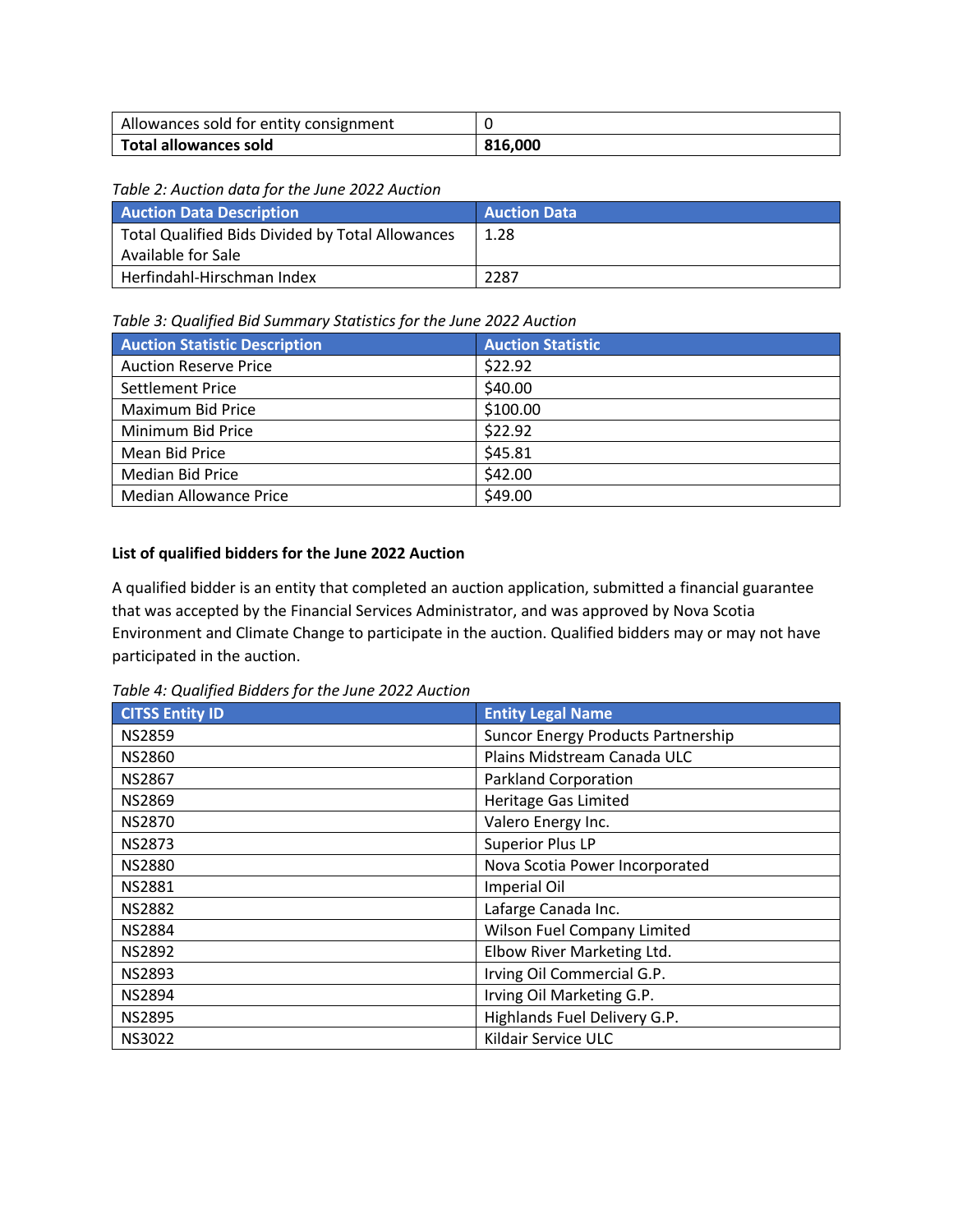| | |
|---|---|
| Allowances sold for entity consignment | 0 |
| **Total allowances sold** | **816,000** |

*Table 2: Auction data for the June 2022 Auction*

| Auction Data Description | Auction Data |
|---|---|
| Total Qualified Bids Divided by Total Allowances Available for Sale | 1.28 |
| Herfindahl-Hirschman Index | 2287 |

*Table 3: Qualified Bid Summary Statistics for the June 2022 Auction*

| Auction Statistic Description | Auction Statistic |
|---|---|
| Auction Reserve Price | $22.92 |
| Settlement Price | $40.00 |
| Maximum Bid Price | $100.00 |
| Minimum Bid Price | $22.92 |
| Mean Bid Price | $45.81 |
| Median Bid Price | $42.00 |
| Median Allowance Price | $49.00 |

**List of qualified bidders for the June 2022 Auction**

A qualified bidder is an entity that completed an auction application, submitted a financial guarantee that was accepted by the Financial Services Administrator, and was approved by Nova Scotia Environment and Climate Change to participate in the auction. Qualified bidders may or may not have participated in the auction.

*Table 4: Qualified Bidders for the June 2022 Auction*

| CITSS Entity ID | Entity Legal Name |
|---|---|
| NS2859 | Suncor Energy Products Partnership |
| NS2860 | Plains Midstream Canada ULC |
| NS2867 | Parkland Corporation |
| NS2869 | Heritage Gas Limited |
| NS2870 | Valero Energy Inc. |
| NS2873 | Superior Plus LP |
| NS2880 | Nova Scotia Power Incorporated |
| NS2881 | Imperial Oil |
| NS2882 | Lafarge Canada Inc. |
| NS2884 | Wilson Fuel Company Limited |
| NS2892 | Elbow River Marketing Ltd. |
| NS2893 | Irving Oil Commercial G.P. |
| NS2894 | Irving Oil Marketing G.P. |
| NS2895 | Highlands Fuel Delivery G.P. |
| NS3022 | Kildair Service ULC |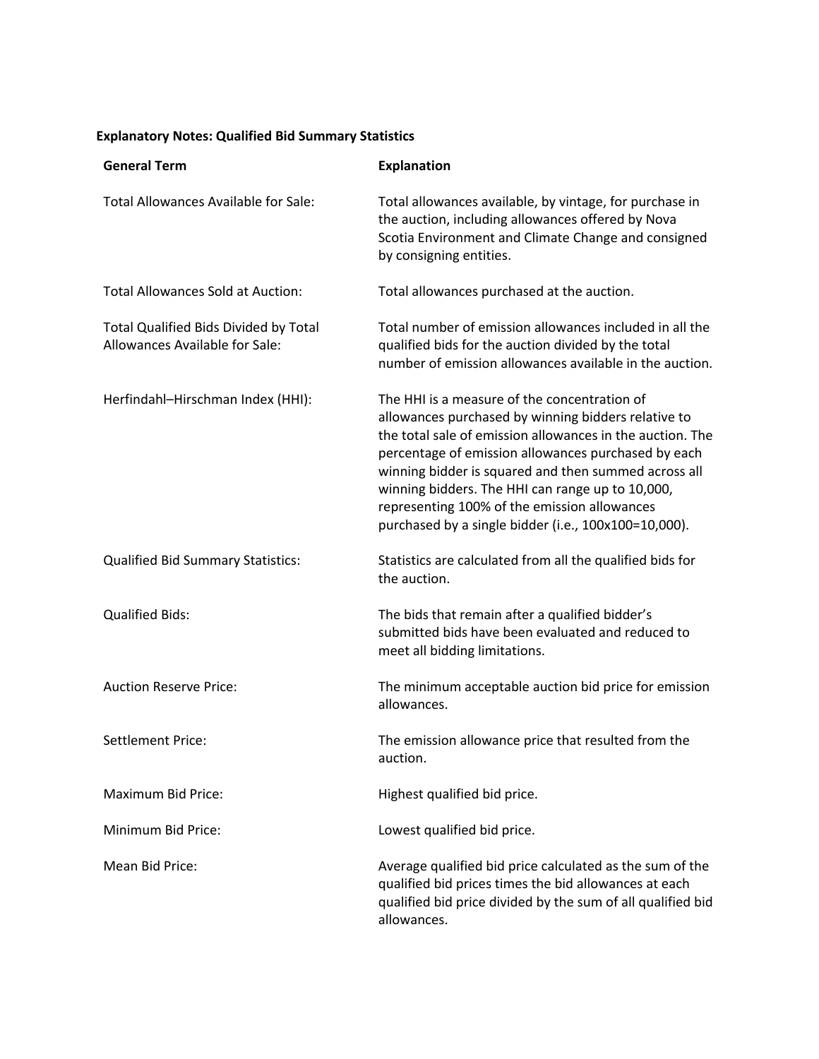**Explanatory Notes: Qualified Bid Summary Statistics**

| General Term | Explanation |
|---|---|
| Total Allowances Available for Sale: | Total allowances available, by vintage, for purchase in the auction, including allowances offered by Nova Scotia Environment and Climate Change and consigned by consigning entities. |
| Total Allowances Sold at Auction: | Total allowances purchased at the auction. |
| Total Qualified Bids Divided by Total Allowances Available for Sale: | Total number of emission allowances included in all the qualified bids for the auction divided by the total number of emission allowances available in the auction. |
| Herfindahl–Hirschman Index (HHI): | The HHI is a measure of the concentration of allowances purchased by winning bidders relative to the total sale of emission allowances in the auction. The percentage of emission allowances purchased by each winning bidder is squared and then summed across all winning bidders. The HHI can range up to 10,000, representing 100% of the emission allowances purchased by a single bidder (i.e., 100x100=10,000). |
| Qualified Bid Summary Statistics: | Statistics are calculated from all the qualified bids for the auction. |
| Qualified Bids: | The bids that remain after a qualified bidder's submitted bids have been evaluated and reduced to meet all bidding limitations. |
| Auction Reserve Price: | The minimum acceptable auction bid price for emission allowances. |
| Settlement Price: | The emission allowance price that resulted from the auction. |
| Maximum Bid Price: | Highest qualified bid price. |
| Minimum Bid Price: | Lowest qualified bid price. |
| Mean Bid Price: | Average qualified bid price calculated as the sum of the qualified bid prices times the bid allowances at each qualified bid price divided by the sum of all qualified bid allowances. |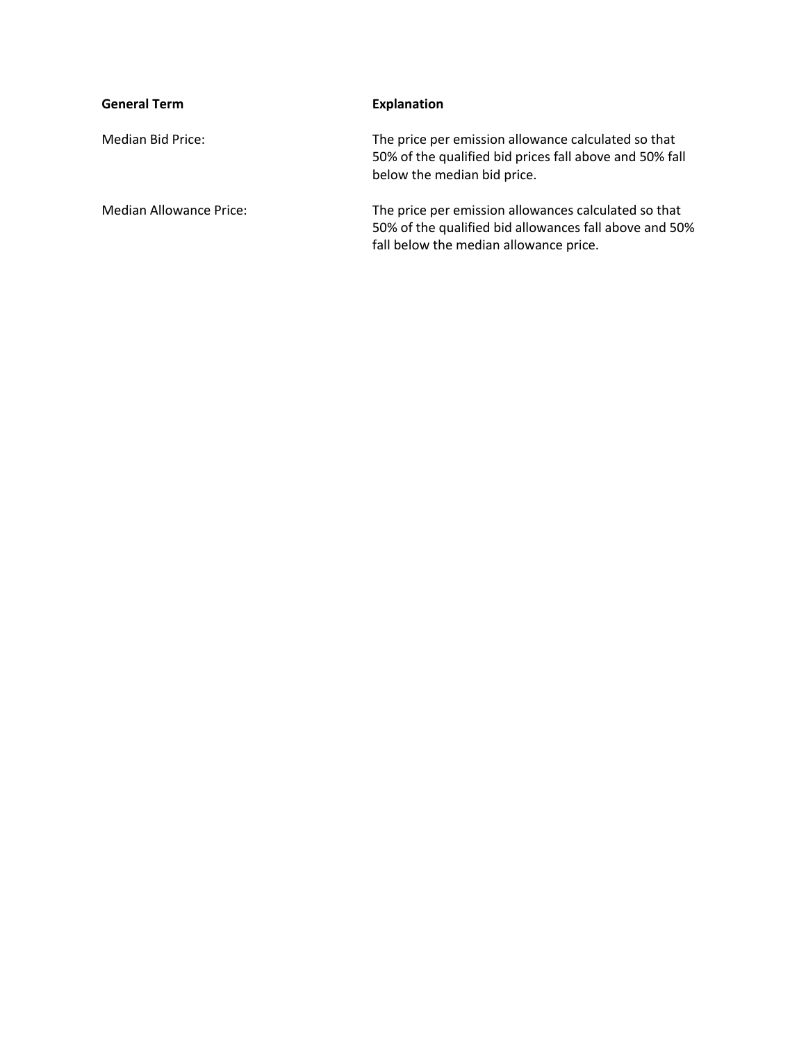| General Term | Explanation |
| --- | --- |
| Median Bid Price: | The price per emission allowance calculated so that 50% of the qualified bid prices fall above and 50% fall below the median bid price. |
| Median Allowance Price: | The price per emission allowances calculated so that 50% of the qualified bid allowances fall above and 50% fall below the median allowance price. |